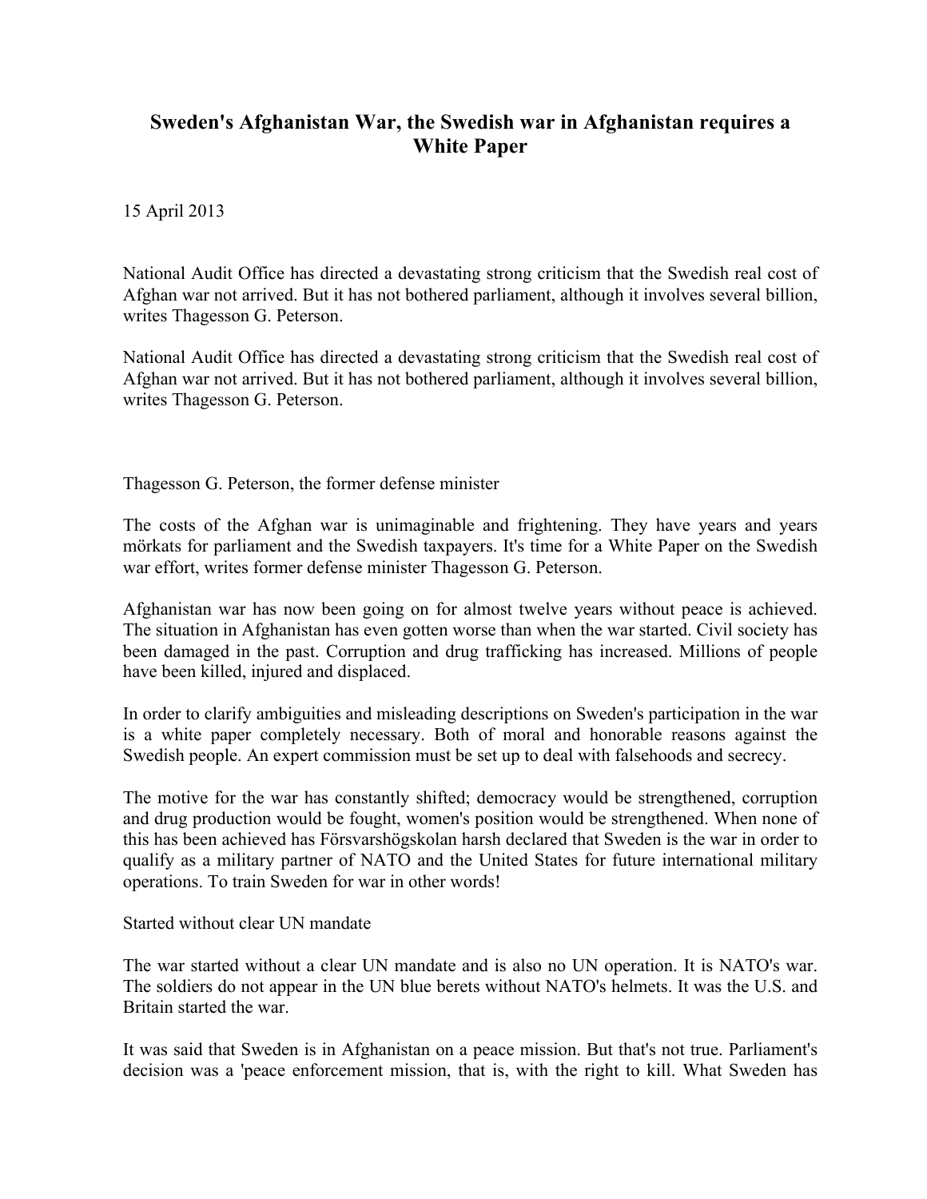# Sweden's Afghanistan War, the Swedish war in Afghanistan requires a White Paper

15 April 2013

National Audit Office has directed a devastating strong criticism that the Swedish real cost of Afghan war not arrived. But it has not bothered parliament, although it involves several billion, writes Thagesson G. Peterson.

National Audit Office has directed a devastating strong criticism that the Swedish real cost of Afghan war not arrived. But it has not bothered parliament, although it involves several billion, writes Thagesson G. Peterson.

Thagesson G. Peterson, the former defense minister

The costs of the Afghan war is unimaginable and frightening. They have years and years mörkats for parliament and the Swedish taxpayers. It's time for a White Paper on the Swedish war effort, writes former defense minister Thagesson G. Peterson.

Afghanistan war has now been going on for almost twelve years without peace is achieved. The situation in Afghanistan has even gotten worse than when the war started. Civil society has been damaged in the past. Corruption and drug trafficking has increased. Millions of people have been killed, injured and displaced.

In order to clarify ambiguities and misleading descriptions on Sweden's participation in the war is a white paper completely necessary. Both of moral and honorable reasons against the Swedish people. An expert commission must be set up to deal with falsehoods and secrecy.

The motive for the war has constantly shifted; democracy would be strengthened, corruption and drug production would be fought, women's position would be strengthened. When none of this has been achieved has Försvarshögskolan harsh declared that Sweden is the war in order to qualify as a military partner of NATO and the United States for future international military operations. To train Sweden for war in other words!

Started without clear UN mandate

The war started without a clear UN mandate and is also no UN operation. It is NATO's war. The soldiers do not appear in the UN blue berets without NATO's helmets. It was the U.S. and Britain started the war.

It was said that Sweden is in Afghanistan on a peace mission. But that's not true. Parliament's decision was a 'peace enforcement mission, that is, with the right to kill. What Sweden has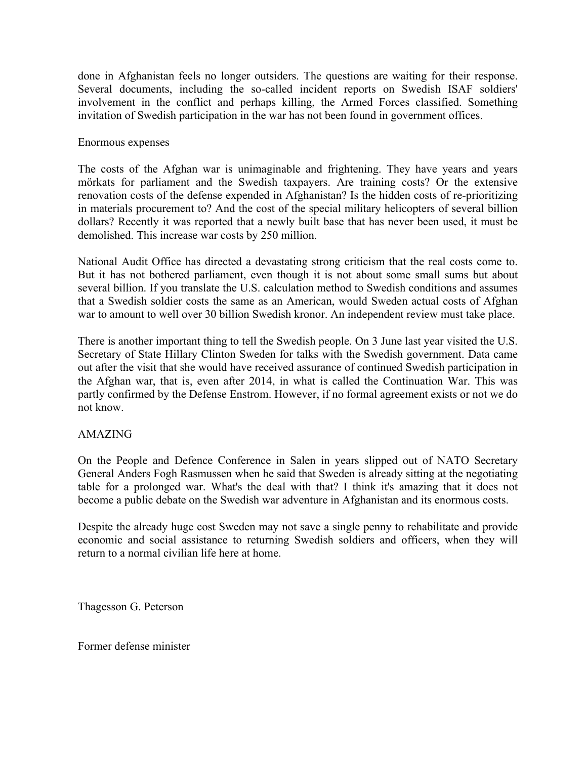done in Afghanistan feels no longer outsiders. The questions are waiting for their response. Several documents, including the so-called incident reports on Swedish ISAF soldiers' involvement in the conflict and perhaps killing, the Armed Forces classified. Something invitation of Swedish participation in the war has not been found in government offices.

## Enormous expenses

The costs of the Afghan war is unimaginable and frightening. They have years and years mörkats for parliament and the Swedish taxpayers. Are training costs? Or the extensive renovation costs of the defense expended in Afghanistan? Is the hidden costs of re-prioritizing in materials procurement to? And the cost of the special military helicopters of several billion dollars? Recently it was reported that a newly built base that has never been used, it must be demolished. This increase war costs by 250 million.

National Audit Office has directed a devastating strong criticism that the real costs come to. But it has not bothered parliament, even though it is not about some small sums but about several billion. If you translate the U.S. calculation method to Swedish conditions and assumes that a Swedish soldier costs the same as an American, would Sweden actual costs of Afghan war to amount to well over 30 billion Swedish kronor. An independent review must take place.

There is another important thing to tell the Swedish people. On 3 June last year visited the U.S. Secretary of State Hillary Clinton Sweden for talks with the Swedish government. Data came out after the visit that she would have received assurance of continued Swedish participation in the Afghan war, that is, even after 2014, in what is called the Continuation War. This was partly confirmed by the Defense Enstrom. However, if no formal agreement exists or not we do not know.

## AMAZING

On the People and Defence Conference in Salen in years slipped out of NATO Secretary General Anders Fogh Rasmussen when he said that Sweden is already sitting at the negotiating table for a prolonged war. What's the deal with that? I think it's amazing that it does not become a public debate on the Swedish war adventure in Afghanistan and its enormous costs.

Despite the already huge cost Sweden may not save a single penny to rehabilitate and provide economic and social assistance to returning Swedish soldiers and officers, when they will return to a normal civilian life here at home.

Thagesson G. Peterson

Former defense minister